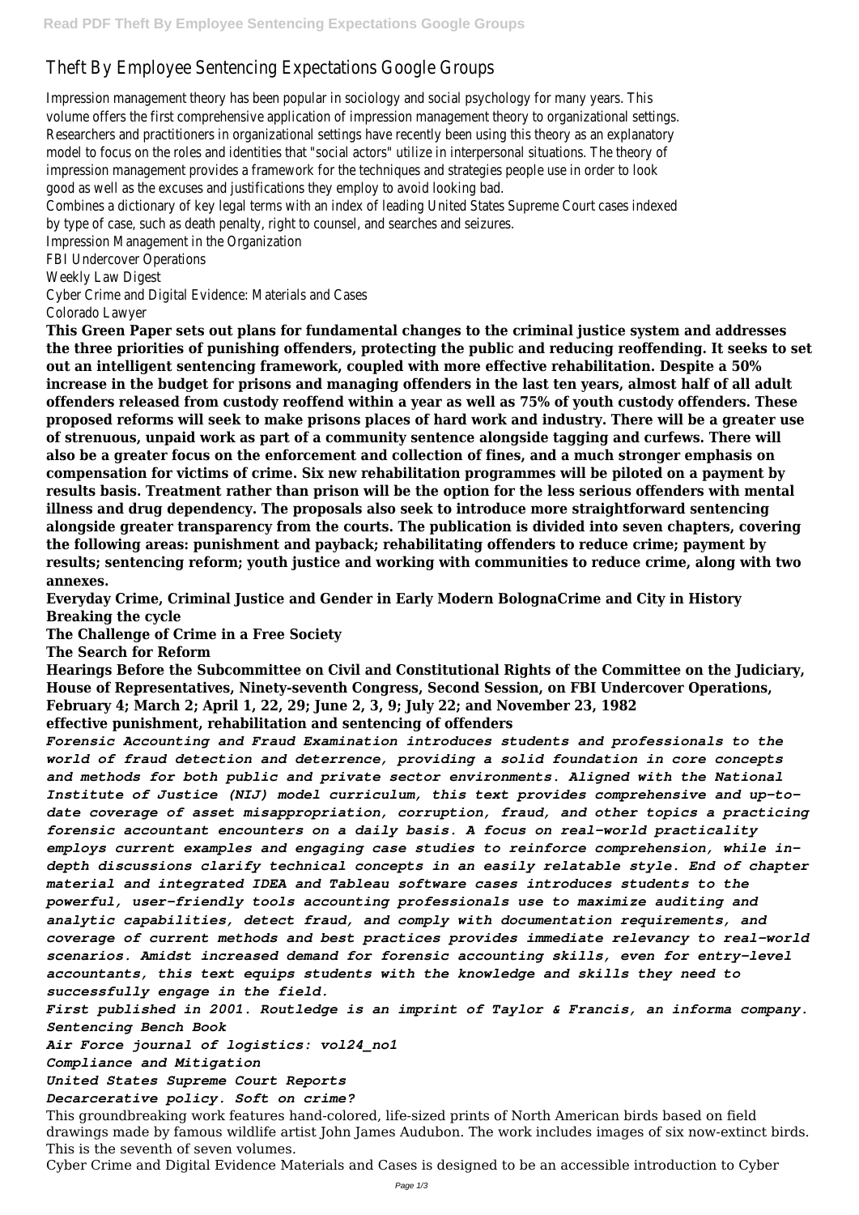# Theft By Employee Sentencing Expectations Google Groups

Impression management theory has been popular in sociology and social psychology for many years. This volume offers the first comprehensive application of impression management theory to organizational settings. Researchers and practitioners in organizational settings have recently been using this theory as an explanatory model to focus on the roles and identities that "social actors" utilize in interpersonal situations. The theory of impression management provides a framework for the techniques and strategies people use in order to look good as well as the excuses and justifications they employ to avoid looking bad.

Combines a dictionary of key legal terms with an index of leading United States Supreme Court cases indexed by type of case, such as death penalty, right to counsel, and searches and seizures.

Impression Management in the Organization

FBI Undercover Operations

Weekly Law Digest

Cyber Crime and Digital Evidence: Materials and Cases

Colorado Lawyer

**This Green Paper sets out plans for fundamental changes to the criminal justice system and addresses the three priorities of punishing offenders, protecting the public and reducing reoffending. It seeks to set out an intelligent sentencing framework, coupled with more effective rehabilitation. Despite a 50% increase in the budget for prisons and managing offenders in the last ten years, almost half of all adult offenders released from custody reoffend within a year as well as 75% of youth custody offenders. These proposed reforms will seek to make prisons places of hard work and industry. There will be a greater use of strenuous, unpaid work as part of a community sentence alongside tagging and curfews. There will also be a greater focus on the enforcement and collection of fines, and a much stronger emphasis on compensation for victims of crime. Six new rehabilitation programmes will be piloted on a payment by results basis. Treatment rather than prison will be the option for the less serious offenders with mental illness and drug dependency. The proposals also seek to introduce more straightforward sentencing alongside greater transparency from the courts. The publication is divided into seven chapters, covering the following areas: punishment and payback; rehabilitating offenders to reduce crime; payment by results; sentencing reform; youth justice and working with communities to reduce crime, along with two annexes.**

**Everyday Crime, Criminal Justice and Gender in Early Modern BolognaCrime and City in History**

**Breaking the cycle**

**The Challenge of Crime in a Free Society**

**The Search for Reform**

**Hearings Before the Subcommittee on Civil and Constitutional Rights of the Committee on the Judiciary, House of Representatives, Ninety-seventh Congress, Second Session, on FBI Undercover Operations, February 4; March 2; April 1, 22, 29; June 2, 3, 9; July 22; and November 23, 1982**

**effective punishment, rehabilitation and sentencing of offenders**

***Forensic Accounting and Fraud Examination introduces students and professionals to the world of fraud detection and deterrence, providing a solid foundation in core concepts and methods for both public and private sector environments. Aligned with the National Institute of Justice (NIJ) model curriculum, this text provides comprehensive and up-to-date coverage of asset misappropriation, corruption, fraud, and other topics a practicing forensic accountant encounters on a daily basis. A focus on real-world practicality employs current examples and engaging case studies to reinforce comprehension, while in-depth discussions clarify technical concepts in an easily relatable style. End of chapter material and integrated IDEA and Tableau software cases introduces students to the powerful, user-friendly tools accounting professionals use to maximize auditing and analytic capabilities, detect fraud, and comply with documentation requirements, and coverage of current methods and best practices provides immediate relevancy to real-world scenarios. Amidst increased demand for forensic accounting skills, even for entry-level accountants, this text equips students with the knowledge and skills they need to successfully engage in the field.***

***First published in 2001. Routledge is an imprint of Taylor & Francis, an informa company.***

***Sentencing Bench Book***

***Air Force journal of logistics: vol24_no1***

***Compliance and Mitigation***

***United States Supreme Court Reports***

***Decarcerative policy. Soft on crime?***

This groundbreaking work features hand-colored, life-sized prints of North American birds based on field drawings made by famous wildlife artist John James Audubon. The work includes images of six now-extinct birds. This is the seventh of seven volumes.

Cyber Crime and Digital Evidence Materials and Cases is designed to be an accessible introduction to Cyber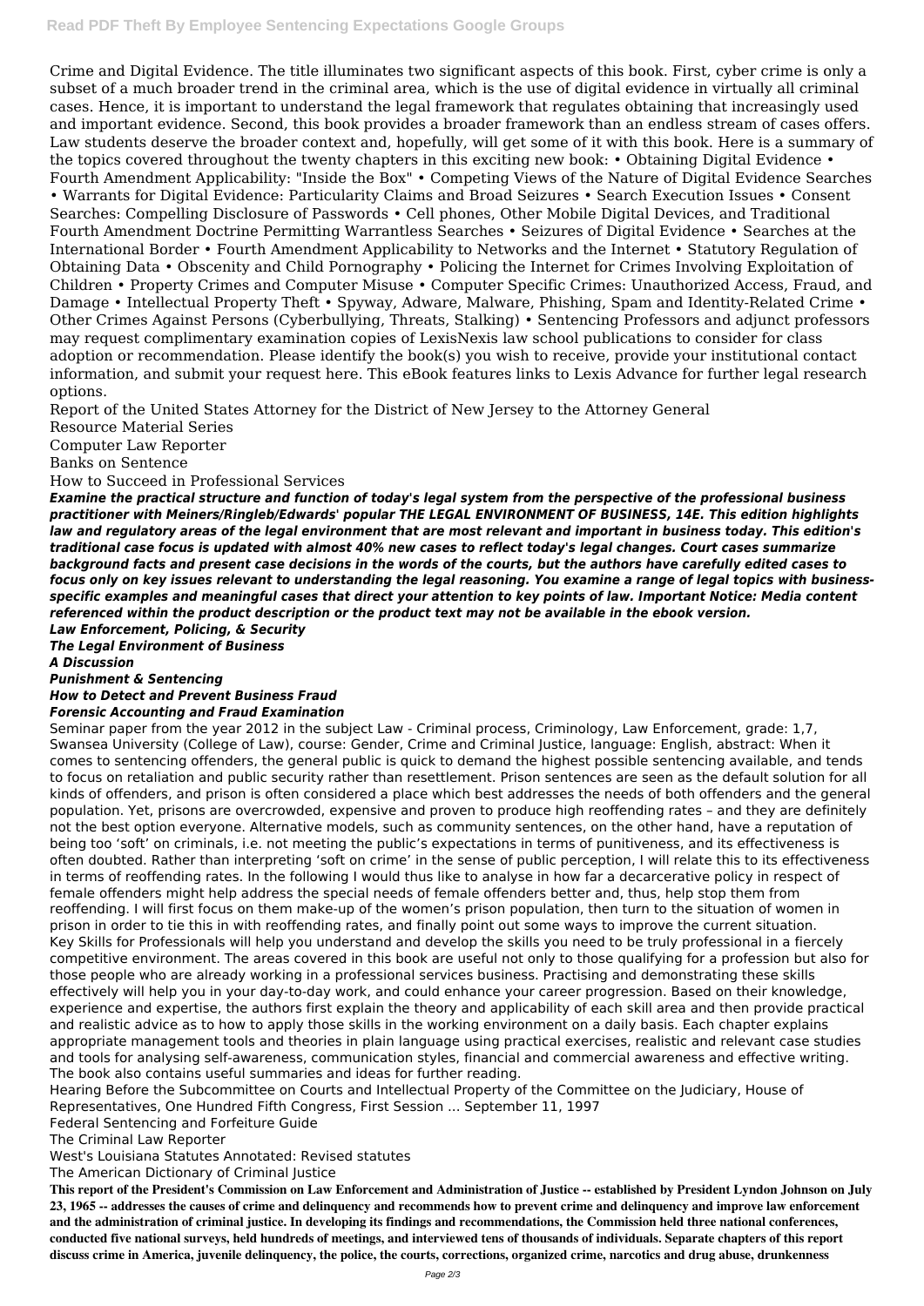Crime and Digital Evidence. The title illuminates two significant aspects of this book. First, cyber crime is only a subset of a much broader trend in the criminal area, which is the use of digital evidence in virtually all criminal cases. Hence, it is important to understand the legal framework that regulates obtaining that increasingly used and important evidence. Second, this book provides a broader framework than an endless stream of cases offers. Law students deserve the broader context and, hopefully, will get some of it with this book. Here is a summary of the topics covered throughout the twenty chapters in this exciting new book: • Obtaining Digital Evidence • Fourth Amendment Applicability: "Inside the Box" • Competing Views of the Nature of Digital Evidence Searches • Warrants for Digital Evidence: Particularity Claims and Broad Seizures • Search Execution Issues • Consent Searches: Compelling Disclosure of Passwords • Cell phones, Other Mobile Digital Devices, and Traditional Fourth Amendment Doctrine Permitting Warrantless Searches • Seizures of Digital Evidence • Searches at the International Border • Fourth Amendment Applicability to Networks and the Internet • Statutory Regulation of Obtaining Data • Obscenity and Child Pornography • Policing the Internet for Crimes Involving Exploitation of Children • Property Crimes and Computer Misuse • Computer Specific Crimes: Unauthorized Access, Fraud, and Damage • Intellectual Property Theft • Spyway, Adware, Malware, Phishing, Spam and Identity-Related Crime • Other Crimes Against Persons (Cyberbullying, Threats, Stalking) • Sentencing Professors and adjunct professors may request complimentary examination copies of LexisNexis law school publications to consider for class adoption or recommendation. Please identify the book(s) you wish to receive, provide your institutional contact information, and submit your request here. This eBook features links to Lexis Advance for further legal research options.

Report of the United States Attorney for the District of New Jersey to the Attorney General

Resource Material Series

Computer Law Reporter

Banks on Sentence

How to Succeed in Professional Services

***Examine the practical structure and function of today's legal system from the perspective of the professional business practitioner with Meiners/Ringleb/Edwards' popular THE LEGAL ENVIRONMENT OF BUSINESS, 14E. This edition highlights law and regulatory areas of the legal environment that are most relevant and important in business today. This edition's traditional case focus is updated with almost 40% new cases to reflect today's legal changes. Court cases summarize background facts and present case decisions in the words of the courts, but the authors have carefully edited cases to focus only on key issues relevant to understanding the legal reasoning. You examine a range of legal topics with business-specific examples and meaningful cases that direct your attention to key points of law. Important Notice: Media content referenced within the product description or the product text may not be available in the ebook version.***

***Law Enforcement, Policing, & Security***

***The Legal Environment of Business***

***A Discussion***

***Punishment & Sentencing***

***How to Detect and Prevent Business Fraud***

***Forensic Accounting and Fraud Examination***

Seminar paper from the year 2012 in the subject Law - Criminal process, Criminology, Law Enforcement, grade: 1,7, Swansea University (College of Law), course: Gender, Crime and Criminal Justice, language: English, abstract: When it comes to sentencing offenders, the general public is quick to demand the highest possible sentencing available, and tends to focus on retaliation and public security rather than resettlement. Prison sentences are seen as the default solution for all kinds of offenders, and prison is often considered a place which best addresses the needs of both offenders and the general population. Yet, prisons are overcrowded, expensive and proven to produce high reoffending rates – and they are definitely not the best option everyone. Alternative models, such as community sentences, on the other hand, have a reputation of being too 'soft' on criminals, i.e. not meeting the public's expectations in terms of punitiveness, and its effectiveness is often doubted. Rather than interpreting 'soft on crime' in the sense of public perception, I will relate this to its effectiveness in terms of reoffending rates. In the following I would thus like to analyse in how far a decarcerative policy in respect of female offenders might help address the special needs of female offenders better and, thus, help stop them from reoffending. I will first focus on them make-up of the women's prison population, then turn to the situation of women in prison in order to tie this in with reoffending rates, and finally point out some ways to improve the current situation.

Key Skills for Professionals will help you understand and develop the skills you need to be truly professional in a fiercely competitive environment. The areas covered in this book are useful not only to those qualifying for a profession but also for those people who are already working in a professional services business. Practising and demonstrating these skills effectively will help you in your day-to-day work, and could enhance your career progression. Based on their knowledge, experience and expertise, the authors first explain the theory and applicability of each skill area and then provide practical and realistic advice as to how to apply those skills in the working environment on a daily basis. Each chapter explains appropriate management tools and theories in plain language using practical exercises, realistic and relevant case studies and tools for analysing self-awareness, communication styles, financial and commercial awareness and effective writing. The book also contains useful summaries and ideas for further reading.

Hearing Before the Subcommittee on Courts and Intellectual Property of the Committee on the Judiciary, House of Representatives, One Hundred Fifth Congress, First Session ... September 11, 1997

Federal Sentencing and Forfeiture Guide

The Criminal Law Reporter

West's Louisiana Statutes Annotated: Revised statutes

The American Dictionary of Criminal Justice

**This report of the President's Commission on Law Enforcement and Administration of Justice -- established by President Lyndon Johnson on July 23, 1965 -- addresses the causes of crime and delinquency and recommends how to prevent crime and delinquency and improve law enforcement and the administration of criminal justice. In developing its findings and recommendations, the Commission held three national conferences, conducted five national surveys, held hundreds of meetings, and interviewed tens of thousands of individuals. Separate chapters of this report discuss crime in America, juvenile delinquency, the police, the courts, corrections, organized crime, narcotics and drug abuse, drunkenness**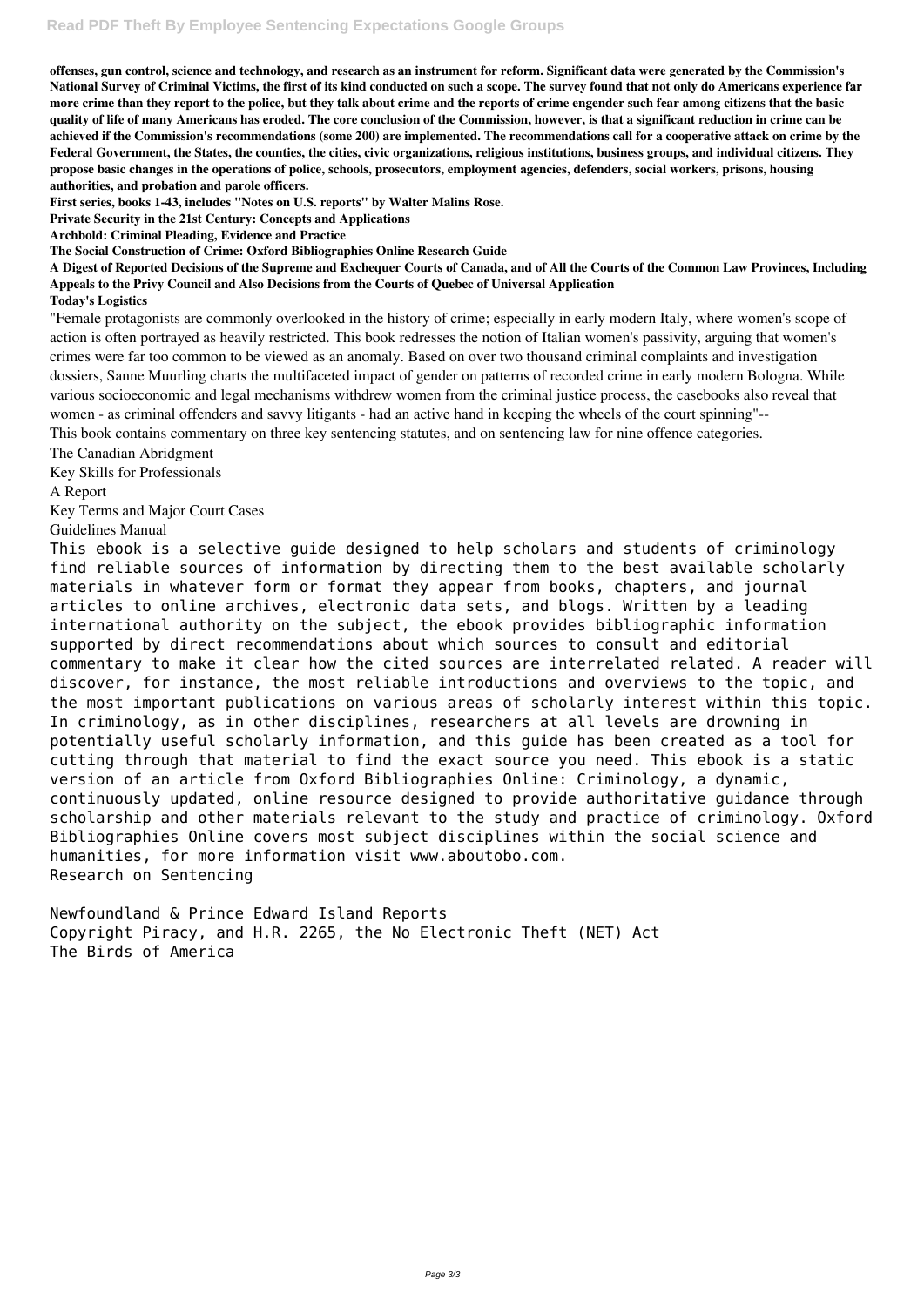**offenses, gun control, science and technology, and research as an instrument for reform. Significant data were generated by the Commission's National Survey of Criminal Victims, the first of its kind conducted on such a scope. The survey found that not only do Americans experience far more crime than they report to the police, but they talk about crime and the reports of crime engender such fear among citizens that the basic quality of life of many Americans has eroded. The core conclusion of the Commission, however, is that a significant reduction in crime can be achieved if the Commission's recommendations (some 200) are implemented. The recommendations call for a cooperative attack on crime by the Federal Government, the States, the counties, the cities, civic organizations, religious institutions, business groups, and individual citizens. They propose basic changes in the operations of police, schools, prosecutors, employment agencies, defenders, social workers, prisons, housing authorities, and probation and parole officers.**

**First series, books 1-43, includes "Notes on U.S. reports" by Walter Malins Rose.**

**Private Security in the 21st Century: Concepts and Applications**

**Archbold: Criminal Pleading, Evidence and Practice**

**The Social Construction of Crime: Oxford Bibliographies Online Research Guide**

**A Digest of Reported Decisions of the Supreme and Exchequer Courts of Canada, and of All the Courts of the Common Law Provinces, Including Appeals to the Privy Council and Also Decisions from the Courts of Quebec of Universal Application**

**Today's Logistics**

"Female protagonists are commonly overlooked in the history of crime; especially in early modern Italy, where women's scope of action is often portrayed as heavily restricted. This book redresses the notion of Italian women's passivity, arguing that women's crimes were far too common to be viewed as an anomaly. Based on over two thousand criminal complaints and investigation dossiers, Sanne Muurling charts the multifaceted impact of gender on patterns of recorded crime in early modern Bologna. While various socioeconomic and legal mechanisms withdrew women from the criminal justice process, the casebooks also reveal that women - as criminal offenders and savvy litigants - had an active hand in keeping the wheels of the court spinning"--

This book contains commentary on three key sentencing statutes, and on sentencing law for nine offence categories.

The Canadian Abridgment

Key Skills for Professionals

A Report

Key Terms and Major Court Cases

Guidelines Manual

This ebook is a selective guide designed to help scholars and students of criminology find reliable sources of information by directing them to the best available scholarly materials in whatever form or format they appear from books, chapters, and journal articles to online archives, electronic data sets, and blogs. Written by a leading international authority on the subject, the ebook provides bibliographic information supported by direct recommendations about which sources to consult and editorial commentary to make it clear how the cited sources are interrelated related. A reader will discover, for instance, the most reliable introductions and overviews to the topic, and the most important publications on various areas of scholarly interest within this topic. In criminology, as in other disciplines, researchers at all levels are drowning in potentially useful scholarly information, and this guide has been created as a tool for cutting through that material to find the exact source you need. This ebook is a static version of an article from Oxford Bibliographies Online: Criminology, a dynamic, continuously updated, online resource designed to provide authoritative guidance through scholarship and other materials relevant to the study and practice of criminology. Oxford Bibliographies Online covers most subject disciplines within the social science and humanities, for more information visit www.aboutobo.com.

Research on Sentencing

Newfoundland & Prince Edward Island Reports

Copyright Piracy, and H.R. 2265, the No Electronic Theft (NET) Act

The Birds of America